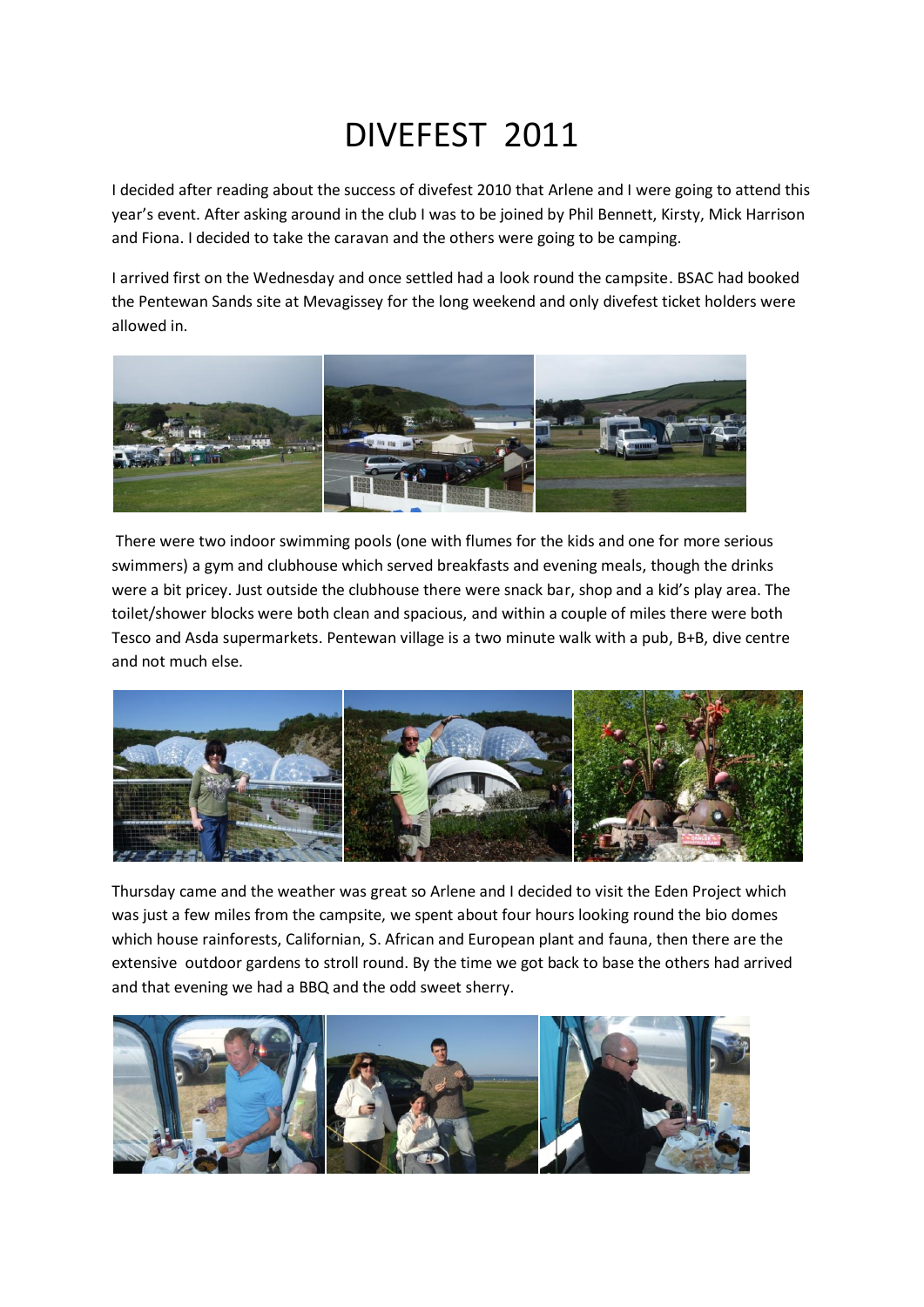# DIVEFEST 2011

I decided after reading about the success of divefest 2010 that Arlene and I were going to attend this year's event. After asking around in the club I was to be joined by Phil Bennett, Kirsty, Mick Harrison and Fiona. I decided to take the caravan and the others were going to be camping.

I arrived first on the Wednesday and once settled had a look round the campsite. BSAC had booked the Pentewan Sands site at Mevagissey for the long weekend and only divefest ticket holders were allowed in.

There were two indoor swimming pools (one with flumes for the kids and one for more serious swimmers) a gym and clubhouse which served breakfasts and evening meals, though the drinks were a bit pricey. Just outside the clubhouse there were snack bar, shop and a kid's play area. The toilet/shower blocks were both clean and spacious, and within a couple of miles there were both Tesco and Asda supermarkets. Pentewan village is a two minute walk with a pub, B+B, dive centre and not much else.

Thursday came and the weather was great so Arlene and I decided to visit the Eden Project which was just a few miles from the campsite, we spent about four hours looking round the bio domes which house rainforests, Californian, S. African and European plant and fauna, then there are the extensive outdoor gardens to stroll round. By the time we got back to base the others had arrived and that evening we had a BBQ and the odd sweet sherry.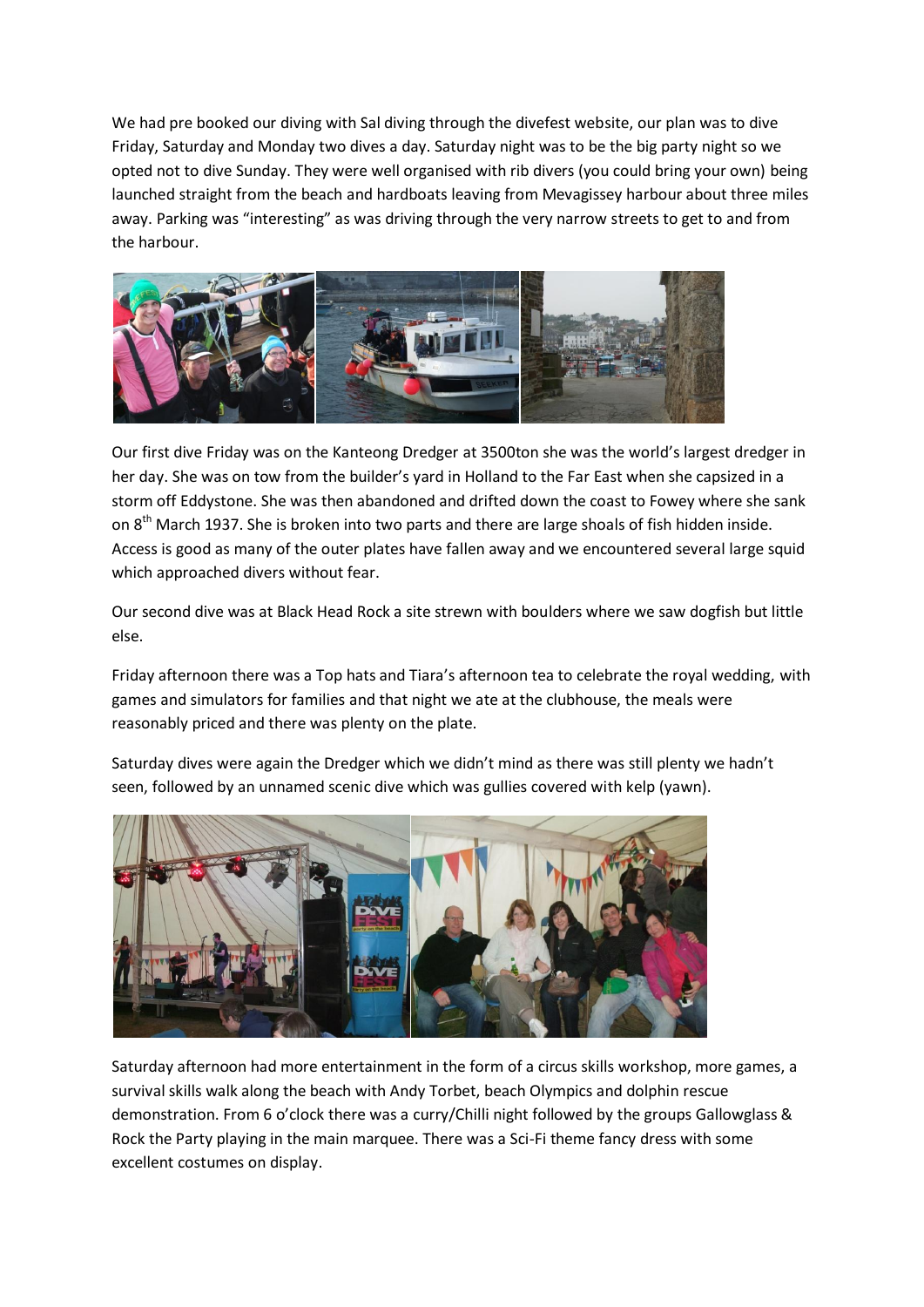We had pre booked our diving with Sal diving through the divefest website, our plan was to dive Friday, Saturday and Monday two dives a day. Saturday night was to be the big party night so we opted not to dive Sunday. They were well organised with rib divers (you could bring your own) being launched straight from the beach and hardboats leaving from Mevagissey harbour about three miles away. Parking was "interesting" as was driving through the very narrow streets to get to and from the harbour.

Our first dive Friday was on the Kanteong Dredger at 3500ton she was the world's largest dredger in her day. She was on tow from the builder's yard in Holland to the Far East when she capsized in a storm off Eddystone. She was then abandoned and drifted down the coast to Fowey where she sank on 8th March 1937. She is broken into two parts and there are large shoals of fish hidden inside. Access is good as many of the outer plates have fallen away and we encountered several large squid which approached divers without fear.

Our second dive was at Black Head Rock a site strewn with boulders where we saw dogfish but little else.

Friday afternoon there was a Top hats and Tiara's afternoon tea to celebrate the royal wedding, with games and simulators for families and that night we ate at the clubhouse, the meals were reasonably priced and there was plenty on the plate.

Saturday dives were again the Dredger which we didn't mind as there was still plenty we hadn't seen, followed by an unnamed scenic dive which was gullies covered with kelp (yawn).

Saturday afternoon had more entertainment in the form of a circus skills workshop, more games, a survival skills walk along the beach with Andy Torbet, beach Olympics and dolphin rescue demonstration. From 6 o'clock there was a curry/Chilli night followed by the groups Gallowglass & Rock the Party playing in the main marquee. There was a Sci-Fi theme fancy dress with some excellent costumes on display.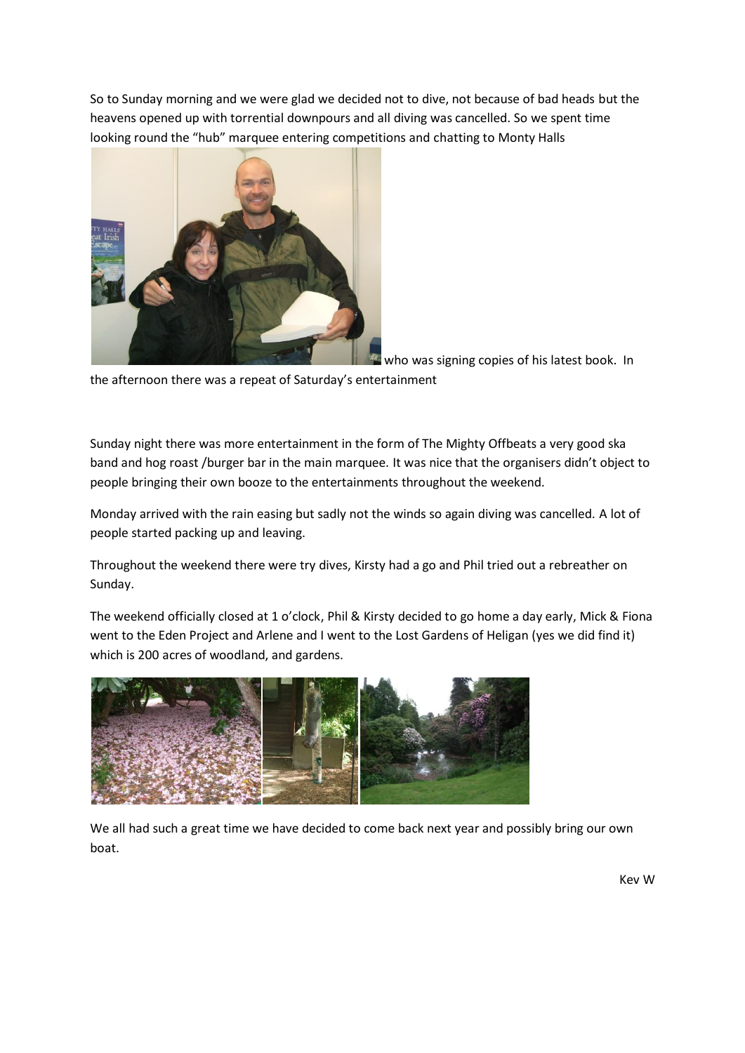So to Sunday morning and we were glad we decided not to dive, not because of bad heads but the heavens opened up with torrential downpours and all diving was cancelled. So we spent time looking round the "hub" marquee entering competitions and chatting to Monty Halls who was signing copies of his latest book. In the afternoon there was a repeat of Saturday's entertainment

Sunday night there was more entertainment in the form of The Mighty Offbeats a very good ska band and hog roast /burger bar in the main marquee. It was nice that the organisers didn't object to people bringing their own booze to the entertainments throughout the weekend.

Monday arrived with the rain easing but sadly not the winds so again diving was cancelled. A lot of people started packing up and leaving.

Throughout the weekend there were try dives, Kirsty had a go and Phil tried out a rebreather on Sunday.

The weekend officially closed at 1 o'clock, Phil & Kirsty decided to go home a day early, Mick & Fiona went to the Eden Project and Arlene and I went to the Lost Gardens of Heligan (yes we did find it) which is 200 acres of woodland, and gardens.

We all had such a great time we have decided to come back next year and possibly bring our own boat.

Kev W